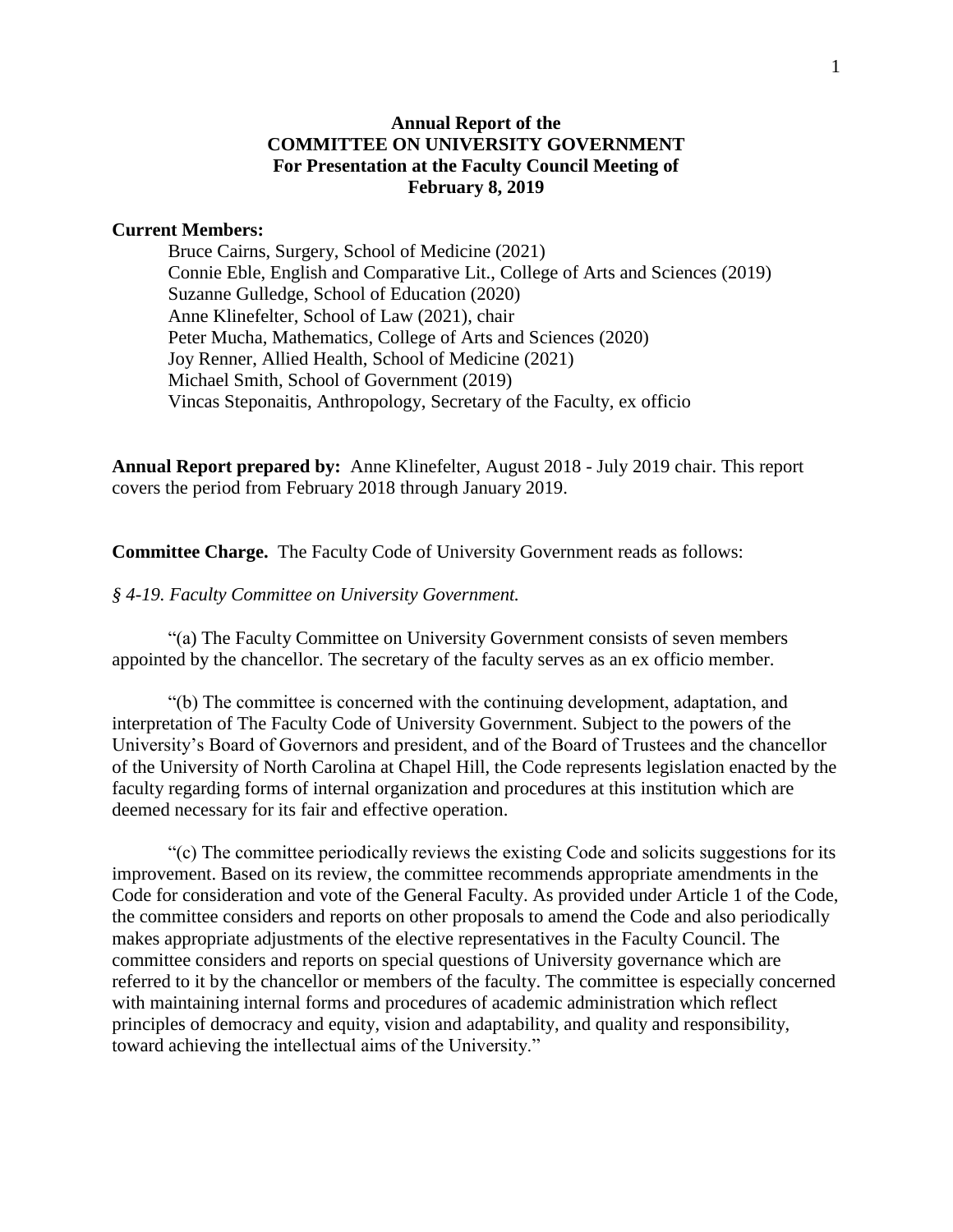# Annual Report of the COMMITTEE ON UNIVERSITY GOVERNMENT For Presentation at the Faculty Council Meeting of February 8, 2019

**Current Members:**

Bruce Cairns, Surgery, School of Medicine (2021)
Connie Eble, English and Comparative Lit., College of Arts and Sciences (2019)
Suzanne Gulledge, School of Education (2020)
Anne Klinefelter, School of Law (2021), chair
Peter Mucha, Mathematics, College of Arts and Sciences (2020)
Joy Renner, Allied Health, School of Medicine (2021)
Michael Smith, School of Government (2019)
Vincas Steponaitis, Anthropology, Secretary of the Faculty, ex officio

**Annual Report prepared by:** Anne Klinefelter, August 2018 - July 2019 chair. This report covers the period from February 2018 through January 2019.

**Committee Charge.** The Faculty Code of University Government reads as follows:

*§ 4-19. Faculty Committee on University Government.*

"(a) The Faculty Committee on University Government consists of seven members appointed by the chancellor. The secretary of the faculty serves as an ex officio member.

"(b) The committee is concerned with the continuing development, adaptation, and interpretation of The Faculty Code of University Government. Subject to the powers of the University's Board of Governors and president, and of the Board of Trustees and the chancellor of the University of North Carolina at Chapel Hill, the Code represents legislation enacted by the faculty regarding forms of internal organization and procedures at this institution which are deemed necessary for its fair and effective operation.

"(c) The committee periodically reviews the existing Code and solicits suggestions for its improvement. Based on its review, the committee recommends appropriate amendments in the Code for consideration and vote of the General Faculty. As provided under Article 1 of the Code, the committee considers and reports on other proposals to amend the Code and also periodically makes appropriate adjustments of the elective representatives in the Faculty Council. The committee considers and reports on special questions of University governance which are referred to it by the chancellor or members of the faculty. The committee is especially concerned with maintaining internal forms and procedures of academic administration which reflect principles of democracy and equity, vision and adaptability, and quality and responsibility, toward achieving the intellectual aims of the University."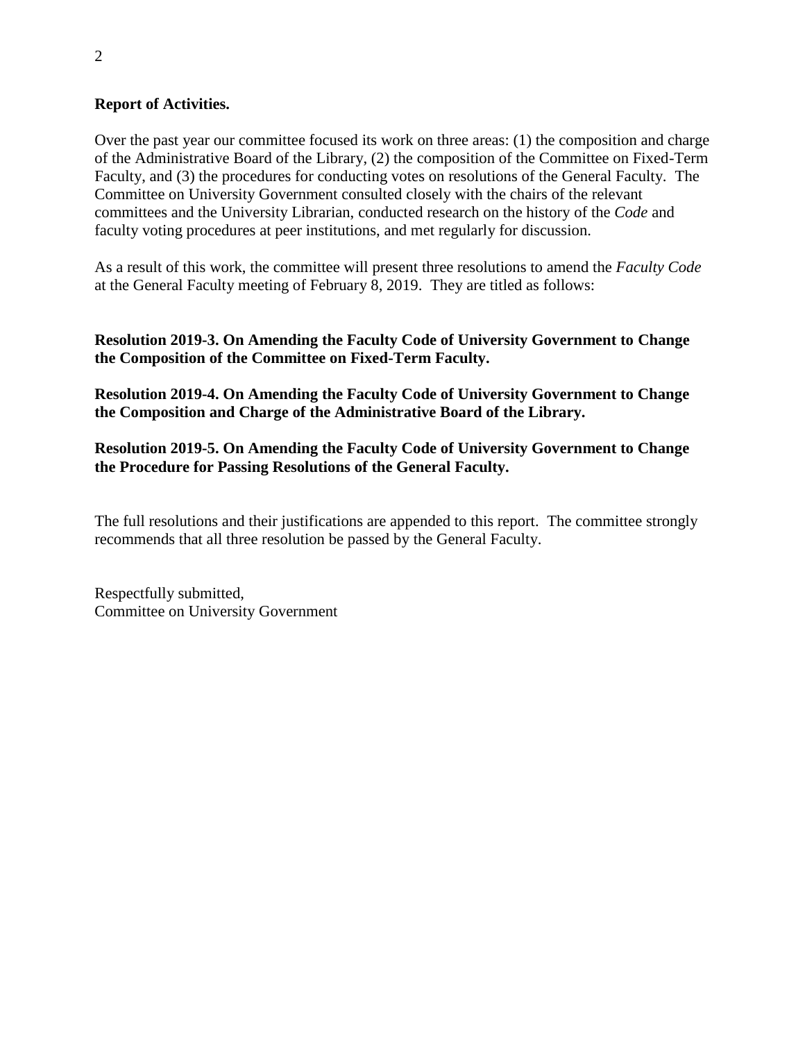**Report of Activities.**

Over the past year our committee focused its work on three areas: (1) the composition and charge of the Administrative Board of the Library, (2) the composition of the Committee on Fixed-Term Faculty, and (3) the procedures for conducting votes on resolutions of the General Faculty. The Committee on University Government consulted closely with the chairs of the relevant committees and the University Librarian, conducted research on the history of the *Code* and faculty voting procedures at peer institutions, and met regularly for discussion.

As a result of this work, the committee will present three resolutions to amend the *Faculty Code* at the General Faculty meeting of February 8, 2019. They are titled as follows:

**Resolution 2019-3. On Amending the Faculty Code of University Government to Change the Composition of the Committee on Fixed-Term Faculty.**

**Resolution 2019-4. On Amending the Faculty Code of University Government to Change the Composition and Charge of the Administrative Board of the Library.**

**Resolution 2019-5. On Amending the Faculty Code of University Government to Change the Procedure for Passing Resolutions of the General Faculty.**

The full resolutions and their justifications are appended to this report. The committee strongly recommends that all three resolution be passed by the General Faculty.

Respectfully submitted,
Committee on University Government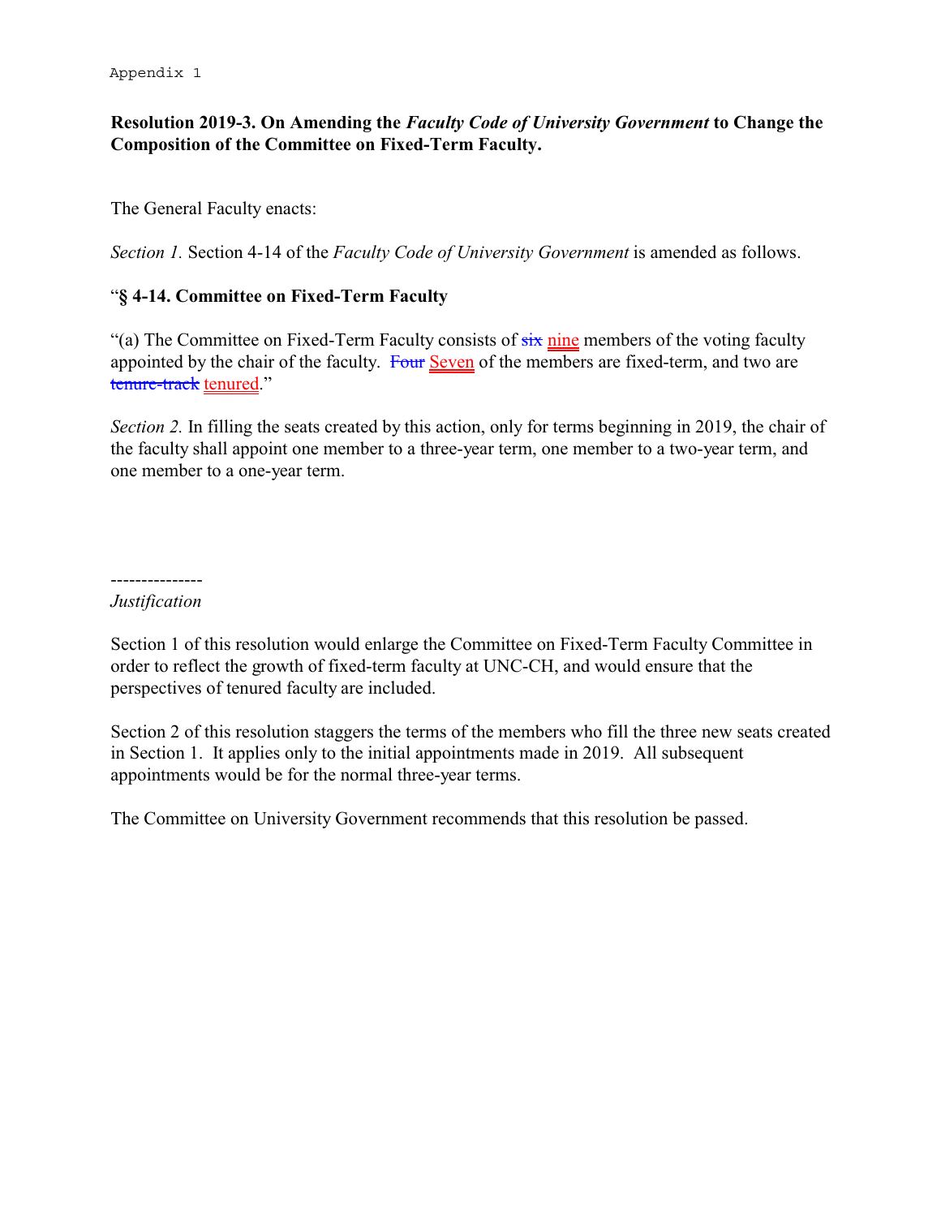Appendix 1

**Resolution 2019-3. On Amending the *Faculty Code of University Government* to Change the Composition of the Committee on Fixed-Term Faculty.**

The General Faculty enacts:

*Section 1.* Section 4-14 of the *Faculty Code of University Government* is amended as follows.

"**§ 4-14. Committee on Fixed-Term Faculty**

"(a) The Committee on Fixed-Term Faculty consists of ~~six~~ nine members of the voting faculty appointed by the chair of the faculty. ~~Four~~ Seven of the members are fixed-term, and two are ~~tenure-track~~ tenured."

*Section 2.* In filling the seats created by this action, only for terms beginning in 2019, the chair of the faculty shall appoint one member to a three-year term, one member to a two-year term, and one member to a one-year term.

---------------

*Justification*

Section 1 of this resolution would enlarge the Committee on Fixed-Term Faculty Committee in order to reflect the growth of fixed-term faculty at UNC-CH, and would ensure that the perspectives of tenured faculty are included.

Section 2 of this resolution staggers the terms of the members who fill the three new seats created in Section 1. It applies only to the initial appointments made in 2019. All subsequent appointments would be for the normal three-year terms.

The Committee on University Government recommends that this resolution be passed.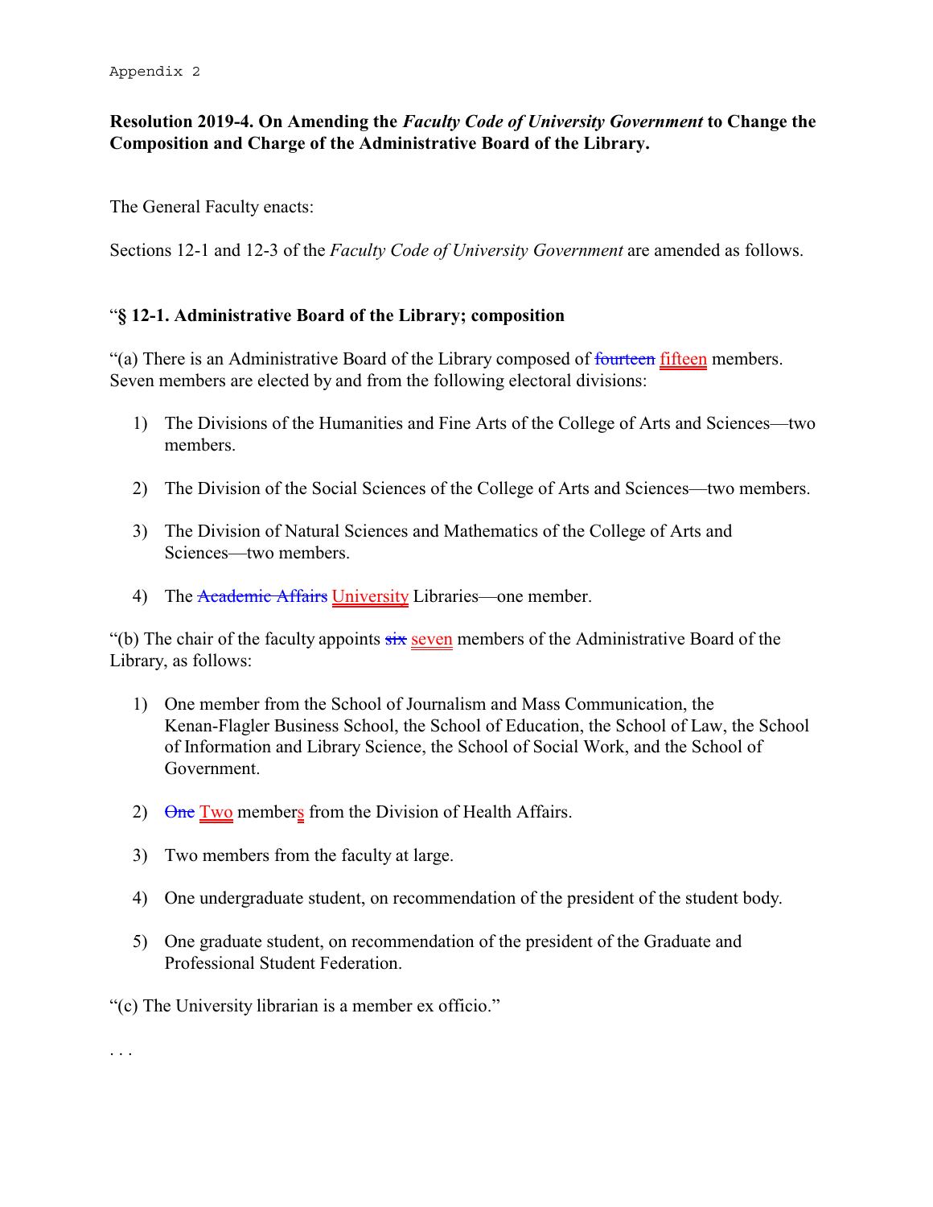Appendix 2

**Resolution 2019-4. On Amending the *Faculty Code of University Government* to Change the Composition and Charge of the Administrative Board of the Library.**

The General Faculty enacts:

Sections 12-1 and 12-3 of the *Faculty Code of University Government* are amended as follows.

"**§ 12-1. Administrative Board of the Library; composition**

"(a) There is an Administrative Board of the Library composed of ~~fourteen~~ <u>fifteen</u> members. Seven members are elected by and from the following electoral divisions:

1) The Divisions of the Humanities and Fine Arts of the College of Arts and Sciences—two members.

2) The Division of the Social Sciences of the College of Arts and Sciences—two members.

3) The Division of Natural Sciences and Mathematics of the College of Arts and Sciences—two members.

4) The ~~Academic Affairs~~ <u>University</u> Libraries—one member.

"(b) The chair of the faculty appoints ~~six~~ <u>seven</u> members of the Administrative Board of the Library, as follows:

1) One member from the School of Journalism and Mass Communication, the Kenan-Flagler Business School, the School of Education, the School of Law, the School of Information and Library Science, the School of Social Work, and the School of Government.

2) ~~One~~ <u>Two</u> member<u>s</u> from the Division of Health Affairs.

3) Two members from the faculty at large.

4) One undergraduate student, on recommendation of the president of the student body.

5) One graduate student, on recommendation of the president of the Graduate and Professional Student Federation.

"(c) The University librarian is a member ex officio."

. . .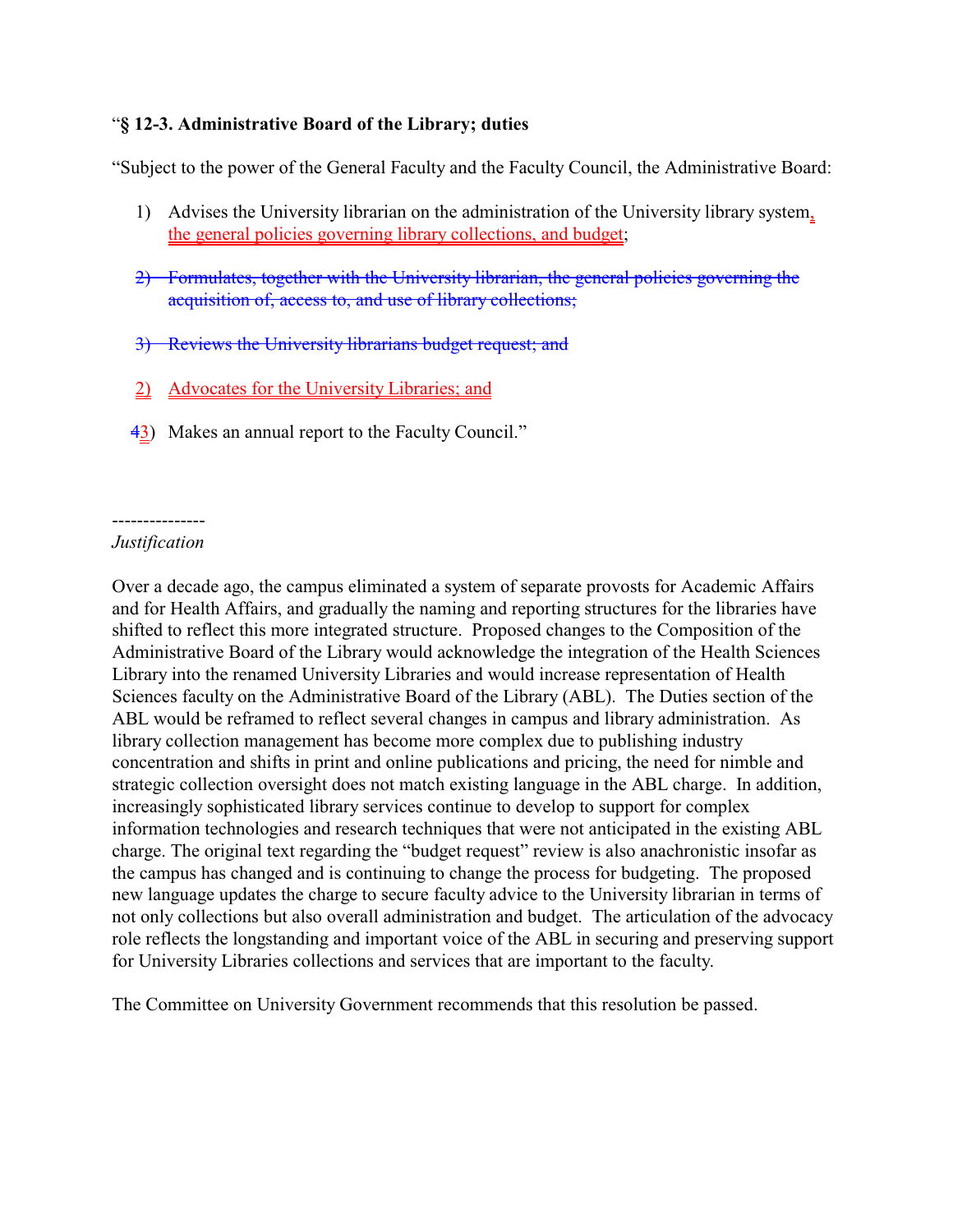"**§ 12-3. Administrative Board of the Library; duties**

"Subject to the power of the General Faculty and the Faculty Council, the Administrative Board:

1) Advises the University librarian on the administration of the University library system, the general policies governing library collections, and budget;

~~2) Formulates, together with the University librarian, the general policies governing the acquisition of, access to, and use of library collections;~~

~~3) Reviews the University librarians budget request; and~~

2) Advocates for the University Libraries; and

~~4~~3) Makes an annual report to the Faculty Council."

---------------

*Justification*

Over a decade ago, the campus eliminated a system of separate provosts for Academic Affairs and for Health Affairs, and gradually the naming and reporting structures for the libraries have shifted to reflect this more integrated structure. Proposed changes to the Composition of the Administrative Board of the Library would acknowledge the integration of the Health Sciences Library into the renamed University Libraries and would increase representation of Health Sciences faculty on the Administrative Board of the Library (ABL). The Duties section of the ABL would be reframed to reflect several changes in campus and library administration. As library collection management has become more complex due to publishing industry concentration and shifts in print and online publications and pricing, the need for nimble and strategic collection oversight does not match existing language in the ABL charge. In addition, increasingly sophisticated library services continue to develop to support for complex information technologies and research techniques that were not anticipated in the existing ABL charge. The original text regarding the "budget request" review is also anachronistic insofar as the campus has changed and is continuing to change the process for budgeting. The proposed new language updates the charge to secure faculty advice to the University librarian in terms of not only collections but also overall administration and budget. The articulation of the advocacy role reflects the longstanding and important voice of the ABL in securing and preserving support for University Libraries collections and services that are important to the faculty.

The Committee on University Government recommends that this resolution be passed.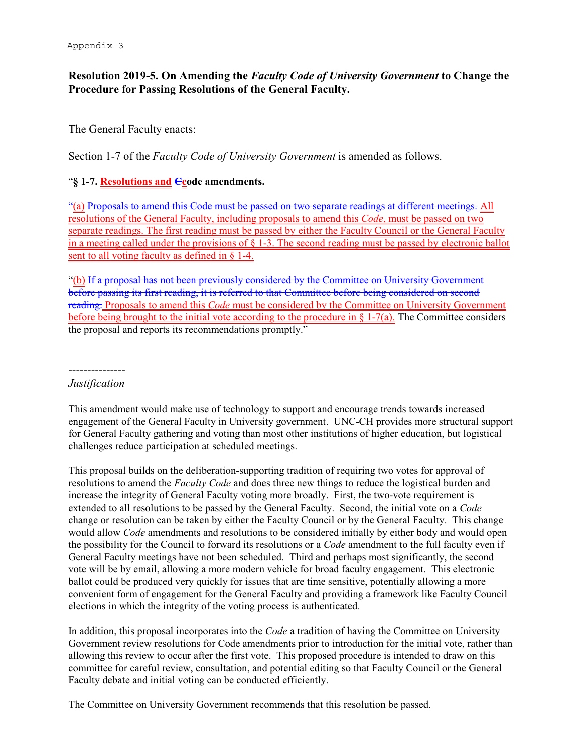Appendix 3

### Resolution 2019-5. On Amending the *Faculty Code of University Government* to Change the Procedure for Passing Resolutions of the General Faculty.

The General Faculty enacts:

Section 1-7 of the *Faculty Code of University Government* is amended as follows.

"**§ 1-7. Resolutions and ~~C~~code amendments.**

"(a) ~~Proposals to amend this Code must be passed on two separate readings at different meetings.~~ All resolutions of the General Faculty, including proposals to amend this *Code*, must be passed on two separate readings. The first reading must be passed by either the Faculty Council or the General Faculty in a meeting called under the provisions of § 1-3. The second reading must be passed by electronic ballot sent to all voting faculty as defined in § 1-4.

"(b) ~~If a proposal has not been previously considered by the Committee on University Government before passing its first reading, it is referred to that Committee before being considered on second reading.~~ Proposals to amend this *Code* must be considered by the Committee on University Government before being brought to the initial vote according to the procedure in § 1-7(a). The Committee considers the proposal and reports its recommendations promptly."

---------------

*Justification*

This amendment would make use of technology to support and encourage trends towards increased engagement of the General Faculty in University government. UNC-CH provides more structural support for General Faculty gathering and voting than most other institutions of higher education, but logistical challenges reduce participation at scheduled meetings.

This proposal builds on the deliberation-supporting tradition of requiring two votes for approval of resolutions to amend the *Faculty Code* and does three new things to reduce the logistical burden and increase the integrity of General Faculty voting more broadly. First, the two-vote requirement is extended to all resolutions to be passed by the General Faculty. Second, the initial vote on a *Code* change or resolution can be taken by either the Faculty Council or by the General Faculty. This change would allow *Code* amendments and resolutions to be considered initially by either body and would open the possibility for the Council to forward its resolutions or a *Code* amendment to the full faculty even if General Faculty meetings have not been scheduled. Third and perhaps most significantly, the second vote will be by email, allowing a more modern vehicle for broad faculty engagement. This electronic ballot could be produced very quickly for issues that are time sensitive, potentially allowing a more convenient form of engagement for the General Faculty and providing a framework like Faculty Council elections in which the integrity of the voting process is authenticated.

In addition, this proposal incorporates into the *Code* a tradition of having the Committee on University Government review resolutions for Code amendments prior to introduction for the initial vote, rather than allowing this review to occur after the first vote. This proposed procedure is intended to draw on this committee for careful review, consultation, and potential editing so that Faculty Council or the General Faculty debate and initial voting can be conducted efficiently.

The Committee on University Government recommends that this resolution be passed.